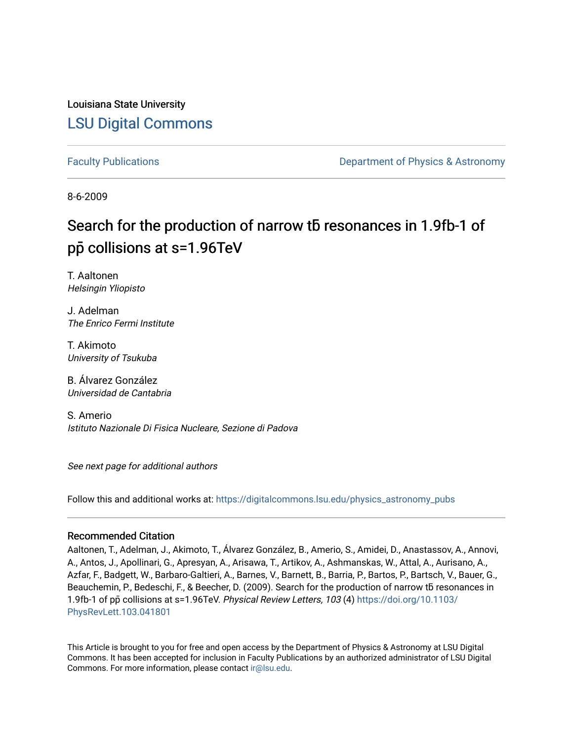Louisiana State University

# LSU Digital Commons

Faculty Publications

Department of Physics & Astronomy

8-6-2009

## Search for the production of narrow tb̄ resonances in 1.9fb-1 of pp̄ collisions at s=1.96TeV

T. Aaltonen
*Helsingin Yliopisto*

J. Adelman
*The Enrico Fermi Institute*

T. Akimoto
*University of Tsukuba*

B. Álvarez González
*Universidad de Cantabria*

S. Amerio
*Istituto Nazionale Di Fisica Nucleare, Sezione di Padova*

*See next page for additional authors*

Follow this and additional works at: https://digitalcommons.lsu.edu/physics_astronomy_pubs

### Recommended Citation

Aaltonen, T., Adelman, J., Akimoto, T., Álvarez González, B., Amerio, S., Amidei, D., Anastassov, A., Annovi, A., Antos, J., Apollinari, G., Apresyan, A., Arisawa, T., Artikov, A., Ashmanskas, W., Attal, A., Aurisano, A., Azfar, F., Badgett, W., Barbaro-Galtieri, A., Barnes, V., Barnett, B., Barria, P., Bartos, P., Bartsch, V., Bauer, G., Beauchemin, P., Bedeschi, F., & Beecher, D. (2009). Search for the production of narrow tb̄ resonances in 1.9fb-1 of pp̄ collisions at s=1.96TeV. *Physical Review Letters, 103* (4) https://doi.org/10.1103/PhysRevLett.103.041801

This Article is brought to you for free and open access by the Department of Physics & Astronomy at LSU Digital Commons. It has been accepted for inclusion in Faculty Publications by an authorized administrator of LSU Digital Commons. For more information, please contact ir@lsu.edu.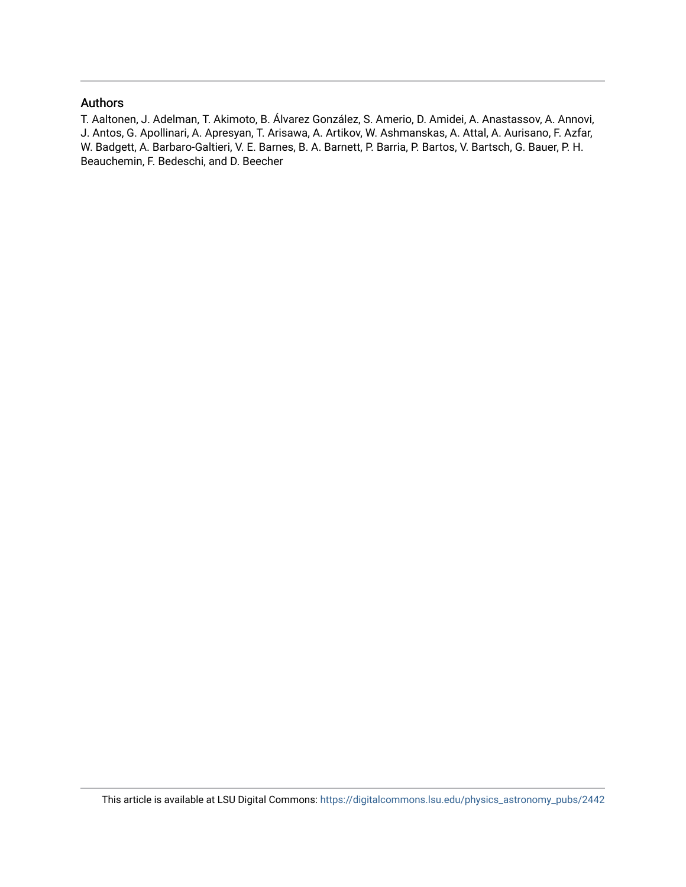## Authors

T. Aaltonen, J. Adelman, T. Akimoto, B. Álvarez González, S. Amerio, D. Amidei, A. Anastassov, A. Annovi, J. Antos, G. Apollinari, A. Apresyan, T. Arisawa, A. Artikov, W. Ashmanskas, A. Attal, A. Aurisano, F. Azfar, W. Badgett, A. Barbaro-Galtieri, V. E. Barnes, B. A. Barnett, P. Barria, P. Bartos, V. Bartsch, G. Bauer, P. H. Beauchemin, F. Bedeschi, and D. Beecher

This article is available at LSU Digital Commons: https://digitalcommons.lsu.edu/physics_astronomy_pubs/2442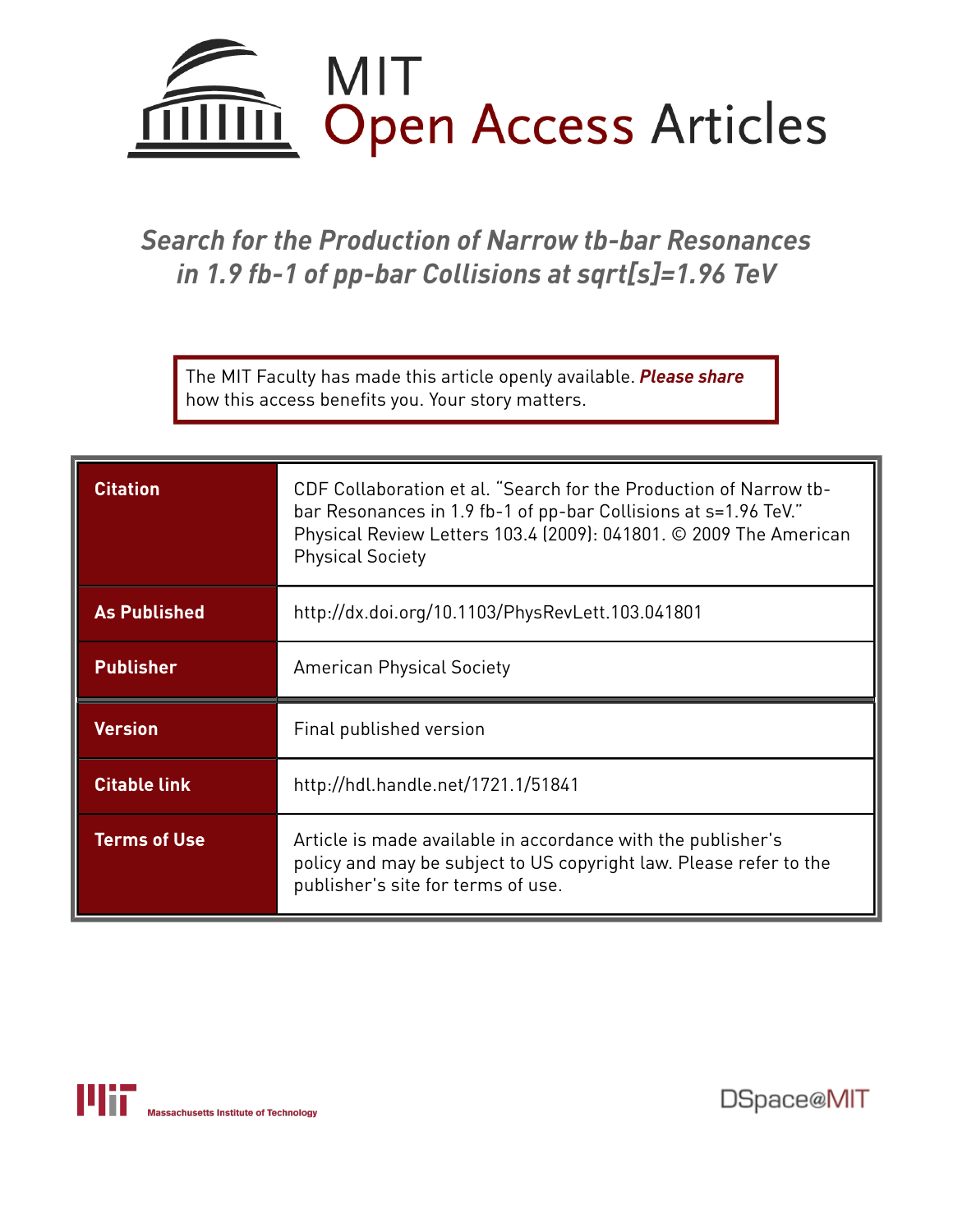# Search for the Production of Narrow tb-bar Resonances in 1.9 fb-1 of pp-bar Collisions at sqrt[s]=1.96 TeV

The MIT Faculty has made this article openly available. ***Please share*** how this access benefits you. Your story matters.

| | |
|---|---|
| **Citation** | CDF Collaboration et al. "Search for the Production of Narrow tb-bar Resonances in 1.9 fb-1 of pp-bar Collisions at s=1.96 TeV." Physical Review Letters 103.4 (2009): 041801. © 2009 The American Physical Society |
| **As Published** | http://dx.doi.org/10.1103/PhysRevLett.103.041801 |
| **Publisher** | American Physical Society |
| **Version** | Final published version |
| **Citable link** | http://hdl.handle.net/1721.1/51841 |
| **Terms of Use** | Article is made available in accordance with the publisher's policy and may be subject to US copyright law. Please refer to the publisher's site for terms of use. |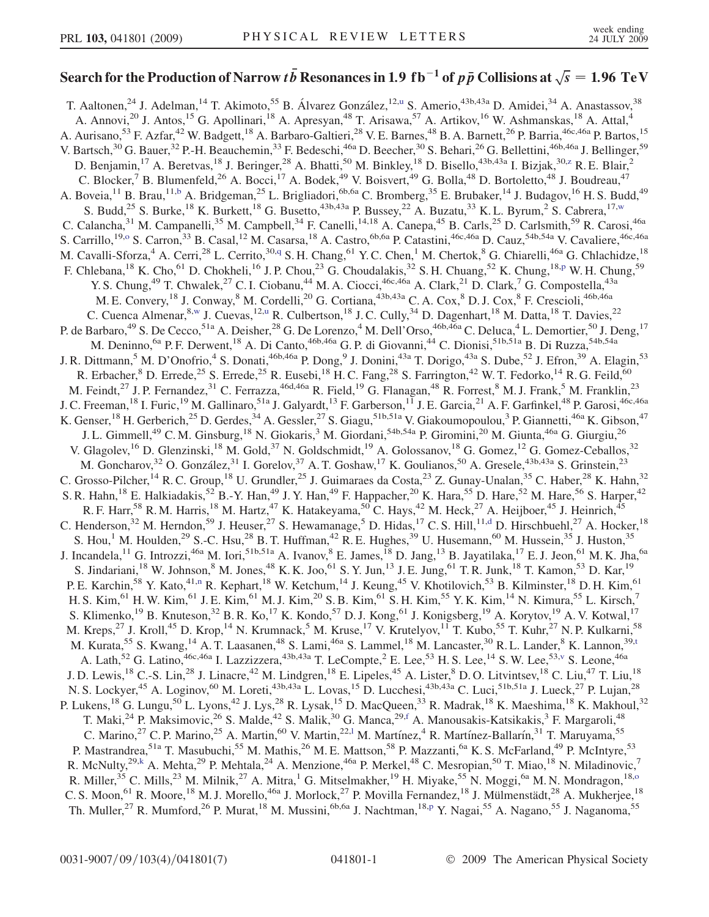# Search for the Production of Narrow $t\bar{b}$ Resonances in 1.9 fb$^{-1}$ of $p\bar{p}$ Collisions at $\sqrt{s} = 1.96$ TeV

T. Aaltonen,[24] J. Adelman,[14] T. Akimoto,[55] B. Álvarez González,[12,u] S. Amerio,[43b,43a] D. Amidei,[34] A. Anastassov,[38] A. Annovi,[20] J. Antos,[15] G. Apollinari,[18] A. Apresyan,[48] T. Arisawa,[57] A. Artikov,[16] W. Ashmanskas,[18] A. Attal,[4] A. Aurisano,[53] F. Azfar,[42] W. Badgett,[18] A. Barbaro-Galtieri,[28] V. E. Barnes,[48] B. A. Barnett,[26] P. Barria,[46c,46a] P. Bartos,[15] V. Bartsch,[30] G. Bauer,[32] P.-H. Beauchemin,[33] F. Bedeschi,[46a] D. Beecher,[30] S. Behari,[26] G. Bellettini,[46b,46a] J. Bellinger,[59] D. Benjamin,[17] A. Beretvas,[18] J. Beringer,[28] A. Bhatti,[50] M. Binkley,[18] D. Bisello,[43b,43a] I. Bizjak,[30,z] R. E. Blair,[2] C. Blocker,[7] B. Blumenfeld,[26] A. Bocci,[17] A. Bodek,[49] V. Boisvert,[49] G. Bolla,[48] D. Bortoletto,[48] J. Boudreau,[47] A. Boveia,[11] B. Brau,[11,b] A. Bridgeman,[25] L. Brigliadori,[6b,6a] C. Bromberg,[35] E. Brubaker,[14] J. Budagov,[16] H. S. Budd,[49] S. Budd,[25] S. Burke,[18] K. Burkett,[18] G. Busetto,[43b,43a] P. Bussey,[22] A. Buzatu,[33] K. L. Byrum,[2] S. Cabrera,[17,w] C. Calancha,[31] M. Campanelli,[35] M. Campbell,[34] F. Canelli,[14,18] A. Canepa,[45] B. Carls,[25] D. Carlsmith,[59] R. Carosi,[46a] S. Carrillo,[19,o] S. Carron,[33] B. Casal,[12] M. Casarsa,[18] A. Castro,[6b,6a] P. Catastini,[46c,46a] D. Cauz,[54b,54a] V. Cavaliere,[46c,46a] M. Cavalli-Sforza,[4] A. Cerri,[28] L. Cerrito,[30,q] S. H. Chang,[61] Y. C. Chen,[1] M. Chertok,[8] G. Chiarelli,[46a] G. Chlachidze,[18] F. Chlebana,[18] K. Cho,[61] D. Chokheli,[16] J. P. Chou,[23] G. Choudalakis,[32] S. H. Chuang,[52] K. Chung,[18,p] W. H. Chung,[59] Y. S. Chung,[49] T. Chwalek,[27] C. I. Ciobanu,[44] M. A. Ciocci,[46c,46a] A. Clark,[21] D. Clark,[7] G. Compostella,[43a] M. E. Convery,[18] J. Conway,[8] M. Cordelli,[20] G. Cortiana,[43b,43a] C. A. Cox,[8] D. J. Cox,[8] F. Crescioli,[46b,46a] C. Cuenca Almenar,[8,w] J. Cuevas,[12,u] R. Culbertson,[18] J. C. Cully,[34] D. Dagenhart,[18] M. Datta,[18] T. Davies,[22] P. de Barbaro,[49] S. De Cecco,[51a] A. Deisher,[28] G. De Lorenzo,[4] M. Dell'Orso,[46b,46a] C. Deluca,[4] L. Demortier,[50] J. Deng,[17] M. Deninno,[6a] P. F. Derwent,[18] A. Di Canto,[46b,46a] G. P. di Giovanni,[44] C. Dionisi,[51b,51a] B. Di Ruzza,[54b,54a] J. R. Dittmann,[5] M. D'Onofrio,[4] S. Donati,[46b,46a] P. Dong,[9] J. Donini,[43a] T. Dorigo,[43a] S. Dube,[52] J. Efron,[39] A. Elagin,[53] R. Erbacher,[8] D. Errede,[25] S. Errede,[25] R. Eusebi,[18] H. C. Fang,[28] S. Farrington,[42] W. T. Fedorko,[14] R. G. Feild,[60] M. Feindt,[27] J. P. Fernandez,[31] C. Ferrazza,[46d,46a] R. Field,[19] G. Flanagan,[48] R. Forrest,[8] M. J. Frank,[5] M. Franklin,[23] J. C. Freeman,[18] I. Furic,[19] M. Gallinaro,[51a] J. Galyardt,[13] F. Garberson,[11] J. E. Garcia,[21] A. F. Garfinkel,[48] P. Garosi,[46c,46a] K. Genser,[18] H. Gerberich,[25] D. Gerdes,[34] A. Gessler,[27] S. Giagu,[51b,51a] V. Giakoumopoulou,[3] P. Giannetti,[46a] K. Gibson,[47] J. L. Gimmell,[49] C. M. Ginsburg,[18] N. Giokaris,[3] M. Giordani,[54b,54a] P. Giromini,[20] M. Giunta,[46a] G. Giurgiu,[26] V. Glagolev,[16] D. Glenzinski,[18] M. Gold,[37] N. Goldschmidt,[19] A. Golossanov,[18] G. Gomez,[12] G. Gomez-Ceballos,[32] M. Goncharov,[32] O. González,[31] I. Gorelov,[37] A. T. Goshaw,[17] K. Goulianos,[50] A. Gresele,[43b,43a] S. Grinstein,[23] C. Grosso-Pilcher,[14] R. C. Group,[18] U. Grundler,[25] J. Guimaraes da Costa,[23] Z. Gunay-Unalan,[35] C. Haber,[28] K. Hahn,[32] S. R. Hahn,[18] E. Halkiadakis,[52] B.-Y. Han,[49] J. Y. Han,[49] F. Happacher,[20] K. Hara,[55] D. Hare,[52] M. Hare,[56] S. Harper,[42] R. F. Harr,[58] R. M. Harris,[18] M. Hartz,[47] K. Hatakeyama,[50] C. Hays,[42] M. Heck,[27] A. Heijboer,[45] J. Heinrich,[45] C. Henderson,[32] M. Herndon,[59] J. Heuser,[27] S. Hewamanage,[5] D. Hidas,[17] C. S. Hill,[11,d] D. Hirschbuehl,[27] A. Hocker,[18] S. Hou,[1] M. Houlden,[29] S.-C. Hsu,[28] B. T. Huffman,[42] R. E. Hughes,[39] U. Husemann,[60] M. Hussein,[35] J. Huston,[35] J. Incandela,[11] G. Introzzi,[46a] M. Iori,[51b,51a] A. Ivanov,[8] E. James,[18] D. Jang,[13] B. Jayatilaka,[17] E. J. Jeon,[61] M. K. Jha,[6a] S. Jindariani,[18] W. Johnson,[8] M. Jones,[48] K. K. Joo,[61] S. Y. Jun,[13] J. E. Jung,[61] T. R. Junk,[18] T. Kamon,[53] D. Kar,[19] P. E. Karchin,[58] Y. Kato,[41,n] R. Kephart,[18] W. Ketchum,[14] J. Keung,[45] V. Khotilovich,[53] B. Kilminster,[18] D. H. Kim,[61] H. S. Kim,[61] H. W. Kim,[61] J. E. Kim,[61] M. J. Kim,[20] S. B. Kim,[61] S. H. Kim,[55] Y. K. Kim,[14] N. Kimura,[55] L. Kirsch,[7] S. Klimenko,[19] B. Knuteson,[32] B. R. Ko,[17] K. Kondo,[57] D. J. Kong,[61] J. Konigsberg,[19] A. Korytov,[19] A. V. Kotwal,[17] M. Kreps,[27] J. Kroll,[45] D. Krop,[14] N. Krumnack,[5] M. Kruse,[17] V. Krutelyov,[11] T. Kubo,[55] T. Kuhr,[27] N. P. Kulkarni,[58] M. Kurata,[55] S. Kwang,[14] A. T. Laasanen,[48] S. Lami,[46a] S. Lammel,[18] M. Lancaster,[30] R. L. Lander,[8] K. Lannon,[39,t] A. Lath,[52] G. Latino,[46c,46a] I. Lazzizzera,[43b,43a] T. LeCompte,[2] E. Lee,[53] H. S. Lee,[14] S. W. Lee,[53,v] S. Leone,[46a] J. D. Lewis,[18] C.-S. Lin,[28] J. Linacre,[42] M. Lindgren,[18] E. Lipeles,[45] A. Lister,[8] D. O. Litvintsev,[18] C. Liu,[47] T. Liu,[18] N. S. Lockyer,[45] A. Loginov,[60] M. Loreti,[43b,43a] L. Lovas,[15] D. Lucchesi,[43b,43a] C. Luci,[51b,51a] J. Lueck,[27] P. Lujan,[28] P. Lukens,[18] G. Lungu,[50] L. Lyons,[42] J. Lys,[28] R. Lysak,[15] D. MacQueen,[33] R. Madrak,[18] K. Maeshima,[18] K. Makhoul,[32] T. Maki,[24] P. Maksimovic,[26] S. Malde,[42] S. Malik,[30] G. Manca,[29,f] A. Manousakis-Katsikakis,[3] F. Margaroli,[48] C. Marino,[27] C. P. Marino,[25] A. Martin,[60] V. Martin,[22,l] M. Martínez,[4] R. Martínez-Ballarín,[31] T. Maruyama,[55] P. Mastrandrea,[51a] T. Masubuchi,[55] M. Mathis,[26] M. E. Mattson,[58] P. Mazzanti,[6a] K. S. McFarland,[49] P. McIntyre,[53] R. McNulty,[29,k] A. Mehta,[29] P. Mehtala,[24] A. Menzione,[46a] P. Merkel,[48] C. Mesropian,[50] T. Miao,[18] N. Miladinovic,[7] R. Miller,[35] C. Mills,[23] M. Milnik,[27] A. Mitra,[1] G. Mitselmakher,[19] H. Miyake,[55] N. Moggi,[6a] M. N. Mondragon,[18,o] C. S. Moon,[61] R. Moore,[18] M. J. Morello,[46a] J. Morlock,[27] P. Movilla Fernandez,[18] J. Mülmenstädt,[28] A. Mukherjee,[18] Th. Muller,[27] R. Mumford,[26] P. Murat,[18] M. Mussini,[6b,6a] J. Nachtman,[18,p] Y. Nagai,[55] A. Nagano,[55] J. Naganoma,[55]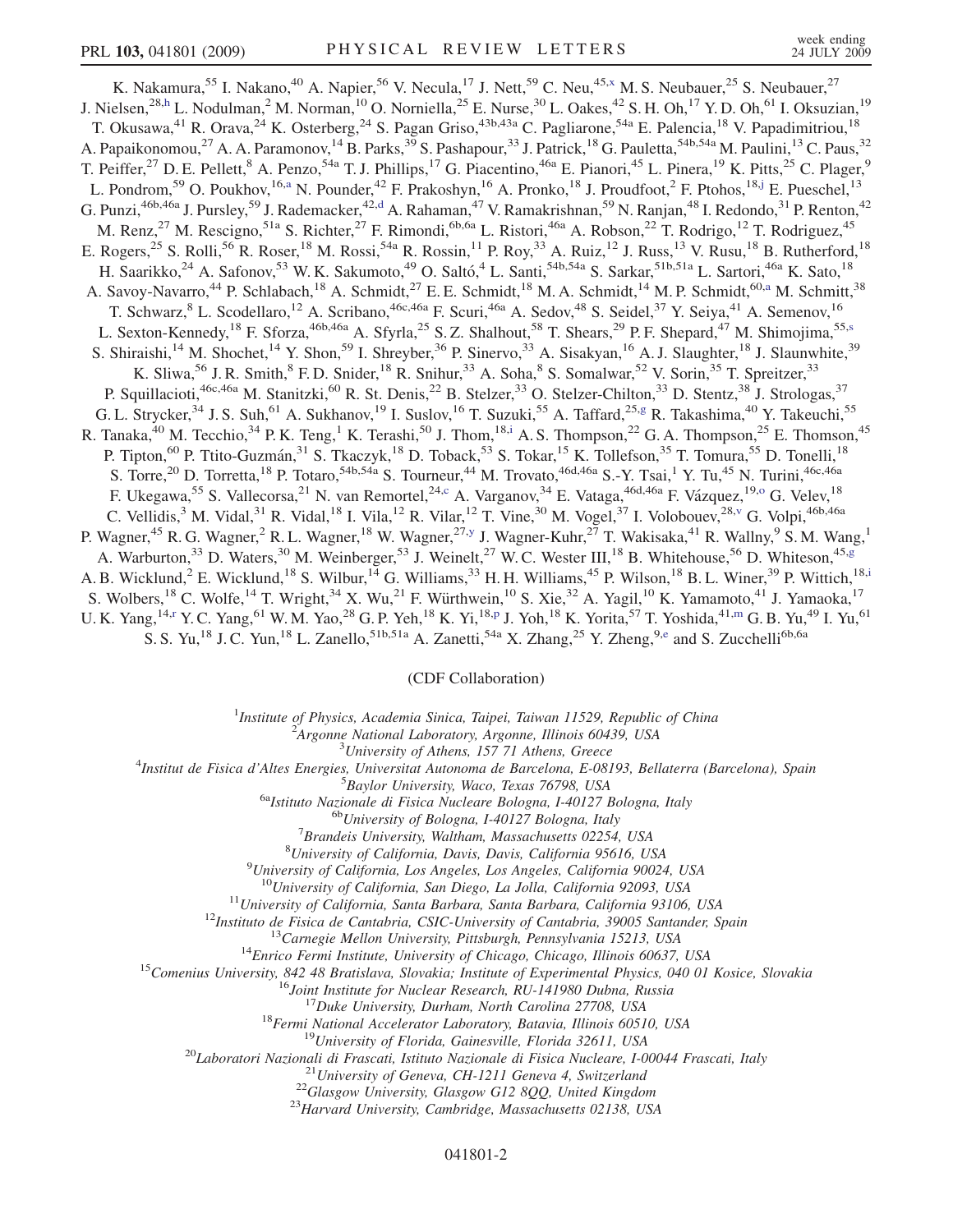K. Nakamura,[55] I. Nakano,[40] A. Napier,[56] V. Necula,[17] J. Nett,[59] C. Neu,[45,x] M. S. Neubauer,[25] S. Neubauer,[27] J. Nielsen,[28,h] L. Nodulman,[2] M. Norman,[10] O. Norniella,[25] E. Nurse,[30] L. Oakes,[42] S. H. Oh,[17] Y. D. Oh,[61] I. Oksuzian,[19] T. Okusawa,[41] R. Orava,[24] K. Osterberg,[24] S. Pagan Griso,[43b,43a] C. Pagliarone,[54a] E. Palencia,[18] V. Papadimitriou,[18] A. Papaikonomou,[27] A. A. Paramonov,[14] B. Parks,[39] S. Pashapour,[33] J. Patrick,[18] G. Pauletta,[54b,54a] M. Paulini,[13] C. Paus,[32] T. Peiffer,[27] D. E. Pellett,[8] A. Penzo,[54a] T. J. Phillips,[17] G. Piacentino,[46a] E. Pianori,[45] L. Pinera,[19] K. Pitts,[25] C. Plager,[9] L. Pondrom,[59] O. Poukhov,[16,a] N. Pounder,[42] F. Prakoshyn,[16] A. Pronko,[18] J. Proudfoot,[2] F. Ptohos,[18,j] E. Pueschel,[13] G. Punzi,[46b,46a] J. Pursley,[59] J. Rademacker,[42,d] A. Rahaman,[47] V. Ramakrishnan,[59] N. Ranjan,[48] I. Redondo,[31] P. Renton,[42] M. Renz,[27] M. Rescigno,[51a] S. Richter,[27] F. Rimondi,[6b,6a] L. Ristori,[46a] A. Robson,[22] T. Rodrigo,[12] T. Rodriguez,[45] E. Rogers,[25] S. Rolli,[56] R. Roser,[18] M. Rossi,[54a] R. Rossin,[11] P. Roy,[33] A. Ruiz,[12] J. Russ,[13] V. Rusu,[18] B. Rutherford,[18] H. Saarikko,[24] A. Safonov,[53] W. K. Sakumoto,[49] O. Saltó,[4] L. Santi,[54b,54a] S. Sarkar,[51b,51a] L. Sartori,[46a] K. Sato,[18] A. Savoy-Navarro,[44] P. Schlabach,[18] A. Schmidt,[27] E. E. Schmidt,[18] M. A. Schmidt,[14] M. P. Schmidt,[60,a] M. Schmitt,[38] T. Schwarz,[8] L. Scodellaro,[12] A. Scribano,[46c,46a] F. Scuri,[46a] A. Sedov,[48] S. Seidel,[37] Y. Seiya,[41] A. Semenov,[16] L. Sexton-Kennedy,[18] F. Sforza,[46b,46a] A. Sfyrla,[25] S. Z. Shalhout,[58] T. Shears,[29] P. F. Shepard,[47] M. Shimojima,[55,s] S. Shiraishi,[14] M. Shochet,[14] Y. Shon,[59] I. Shreyber,[36] P. Sinervo,[33] A. Sisakyan,[16] A. J. Slaughter,[18] J. Slaunwhite,[39] K. Sliwa,[56] J. R. Smith,[8] F. D. Snider,[18] R. Snihur,[33] A. Soha,[8] S. Somalwar,[52] V. Sorin,[35] T. Spreitzer,[33] P. Squillacioti,[46c,46a] M. Stanitzki,[60] R. St. Denis,[22] B. Stelzer,[33] O. Stelzer-Chilton,[33] D. Stentz,[38] J. Strologas,[37] G. L. Strycker,[34] J. S. Suh,[61] A. Sukhanov,[19] I. Suslov,[16] T. Suzuki,[55] A. Taffard,[25,g] R. Takashima,[40] Y. Takeuchi,[55] R. Tanaka,[40] M. Tecchio,[34] P. K. Teng,[1] K. Terashi,[50] J. Thom,[18,i] A. S. Thompson,[22] G. A. Thompson,[25] E. Thomson,[45] P. Tipton,[60] P. Ttito-Guzmán,[31] S. Tkaczyk,[18] D. Toback,[53] S. Tokar,[15] K. Tollefson,[35] T. Tomura,[55] D. Tonelli,[18] S. Torre,[20] D. Torretta,[18] P. Totaro,[54b,54a] S. Tourneur,[44] M. Trovato,[46d,46a] S.-Y. Tsai,[1] Y. Tu,[45] N. Turini,[46c,46a] F. Ukegawa,[55] S. Vallecorsa,[21] N. van Remortel,[24,c] A. Varganov,[34] E. Vataga,[46d,46a] F. Vázquez,[19,o] G. Velev,[18] C. Vellidis,[3] M. Vidal,[31] R. Vidal,[18] I. Vila,[12] R. Vilar,[12] T. Vine,[30] M. Vogel,[37] I. Volobouev,[28,v] G. Volpi,[46b,46a] P. Wagner,[45] R. G. Wagner,[2] R. L. Wagner,[18] W. Wagner,[27,y] J. Wagner-Kuhr,[27] T. Wakisaka,[41] R. Wallny,[9] S. M. Wang,[1] A. Warburton,[33] D. Waters,[30] M. Weinberger,[53] J. Weinelt,[27] W. C. Wester III,[18] B. Whitehouse,[56] D. Whiteson,[45,g] A. B. Wicklund,[2] E. Wicklund,[18] S. Wilbur,[14] G. Williams,[33] H. H. Williams,[45] P. Wilson,[18] B. L. Winer,[39] P. Wittich,[18,i] S. Wolbers,[18] C. Wolfe,[14] T. Wright,[34] X. Wu,[21] F. Würthwein,[10] S. Xie,[32] A. Yagil,[10] K. Yamamoto,[41] J. Yamaoka,[17] U. K. Yang,[14,r] Y. C. Yang,[61] W. M. Yao,[28] G. P. Yeh,[18] K. Yi,[18,p] J. Yoh,[18] K. Yorita,[57] T. Yoshida,[41,m] G. B. Yu,[49] I. Yu,[61] S. S. Yu,[18] J. C. Yun,[18] L. Zanello,[51b,51a] A. Zanetti,[54a] X. Zhang,[25] Y. Zheng,[9,e] and S. Zucchelli[6b,6a]

(CDF Collaboration)

[1]*Institute of Physics, Academia Sinica, Taipei, Taiwan 11529, Republic of China*
[2]*Argonne National Laboratory, Argonne, Illinois 60439, USA*
[3]*University of Athens, 157 71 Athens, Greece*
[4]*Institut de Fisica d'Altes Energies, Universitat Autonoma de Barcelona, E-08193, Bellaterra (Barcelona), Spain*
[5]*Baylor University, Waco, Texas 76798, USA*
[6a]*Istituto Nazionale di Fisica Nucleare Bologna, I-40127 Bologna, Italy*
[6b]*University of Bologna, I-40127 Bologna, Italy*
[7]*Brandeis University, Waltham, Massachusetts 02254, USA*
[8]*University of California, Davis, Davis, California 95616, USA*
[9]*University of California, Los Angeles, Los Angeles, California 90024, USA*
[10]*University of California, San Diego, La Jolla, California 92093, USA*
[11]*University of California, Santa Barbara, Santa Barbara, California 93106, USA*
[12]*Instituto de Fisica de Cantabria, CSIC-University of Cantabria, 39005 Santander, Spain*
[13]*Carnegie Mellon University, Pittsburgh, Pennsylvania 15213, USA*
[14]*Enrico Fermi Institute, University of Chicago, Chicago, Illinois 60637, USA*
[15]*Comenius University, 842 48 Bratislava, Slovakia; Institute of Experimental Physics, 040 01 Kosice, Slovakia*
[16]*Joint Institute for Nuclear Research, RU-141980 Dubna, Russia*
[17]*Duke University, Durham, North Carolina 27708, USA*
[18]*Fermi National Accelerator Laboratory, Batavia, Illinois 60510, USA*
[19]*University of Florida, Gainesville, Florida 32611, USA*
[20]*Laboratori Nazionali di Frascati, Istituto Nazionale di Fisica Nucleare, I-00044 Frascati, Italy*
[21]*University of Geneva, CH-1211 Geneva 4, Switzerland*
[22]*Glasgow University, Glasgow G12 8QQ, United Kingdom*
[23]*Harvard University, Cambridge, Massachusetts 02138, USA*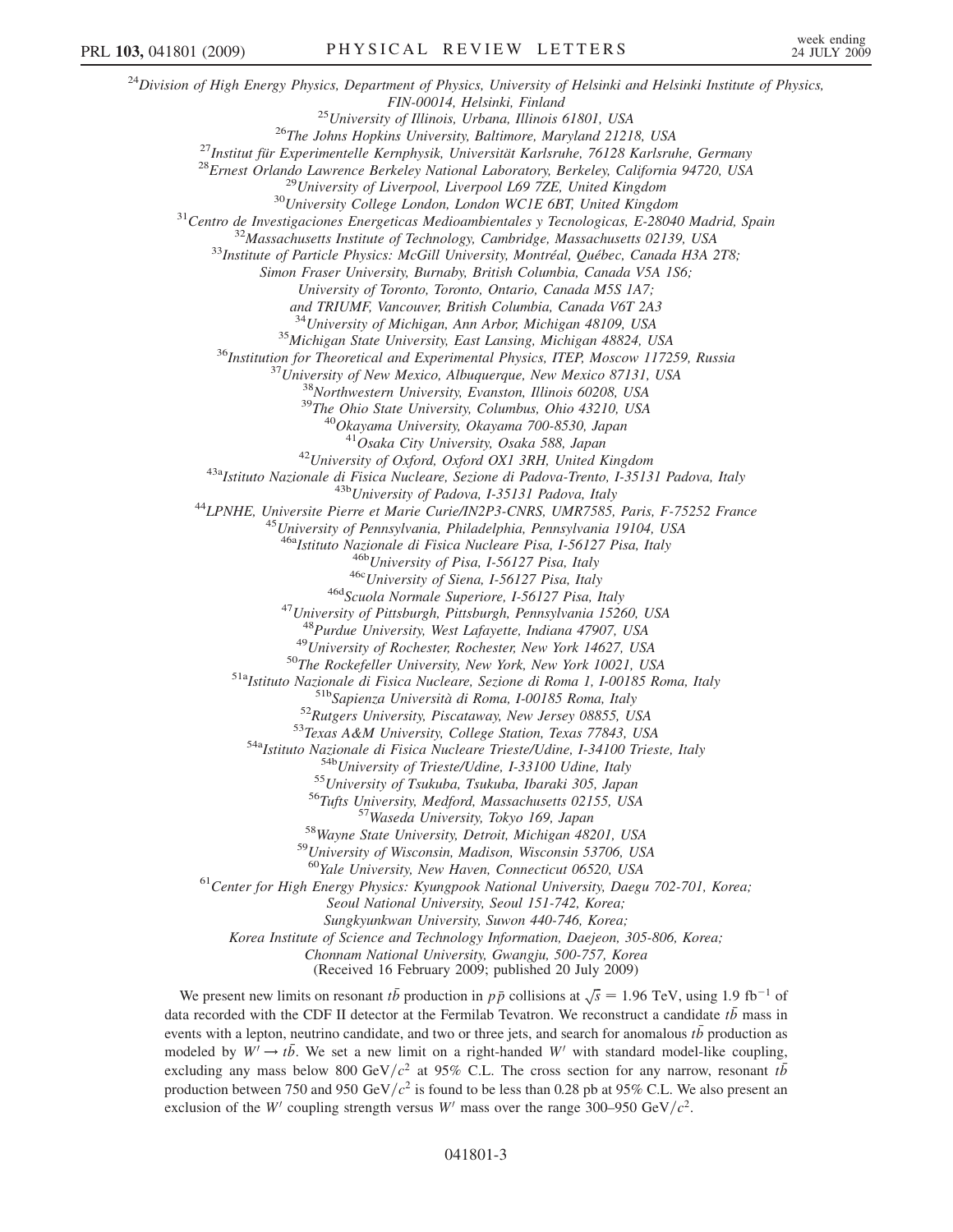[24]Division of High Energy Physics, Department of Physics, University of Helsinki and Helsinki Institute of Physics, FIN-00014, Helsinki, Finland
[25]University of Illinois, Urbana, Illinois 61801, USA
[26]The Johns Hopkins University, Baltimore, Maryland 21218, USA
[27]Institut für Experimentelle Kernphysik, Universität Karlsruhe, 76128 Karlsruhe, Germany
[28]Ernest Orlando Lawrence Berkeley National Laboratory, Berkeley, California 94720, USA
[29]University of Liverpool, Liverpool L69 7ZE, United Kingdom
[30]University College London, London WC1E 6BT, United Kingdom
[31]Centro de Investigaciones Energeticas Medioambientales y Tecnologicas, E-28040 Madrid, Spain
[32]Massachusetts Institute of Technology, Cambridge, Massachusetts 02139, USA
[33]Institute of Particle Physics: McGill University, Montréal, Québec, Canada H3A 2T8; Simon Fraser University, Burnaby, British Columbia, Canada V5A 1S6; University of Toronto, Toronto, Ontario, Canada M5S 1A7; and TRIUMF, Vancouver, British Columbia, Canada V6T 2A3
[34]University of Michigan, Ann Arbor, Michigan 48109, USA
[35]Michigan State University, East Lansing, Michigan 48824, USA
[36]Institution for Theoretical and Experimental Physics, ITEP, Moscow 117259, Russia
[37]University of New Mexico, Albuquerque, New Mexico 87131, USA
[38]Northwestern University, Evanston, Illinois 60208, USA
[39]The Ohio State University, Columbus, Ohio 43210, USA
[40]Okayama University, Okayama 700-8530, Japan
[41]Osaka City University, Osaka 588, Japan
[42]University of Oxford, Oxford OX1 3RH, United Kingdom
[43a]Istituto Nazionale di Fisica Nucleare, Sezione di Padova-Trento, I-35131 Padova, Italy
[43b]University of Padova, I-35131 Padova, Italy
[44]LPNHE, Universite Pierre et Marie Curie/IN2P3-CNRS, UMR7585, Paris, F-75252 France
[45]University of Pennsylvania, Philadelphia, Pennsylvania 19104, USA
[46a]Istituto Nazionale di Fisica Nucleare Pisa, I-56127 Pisa, Italy
[46b]University of Pisa, I-56127 Pisa, Italy
[46c]University of Siena, I-56127 Pisa, Italy
[46d]Scuola Normale Superiore, I-56127 Pisa, Italy
[47]University of Pittsburgh, Pittsburgh, Pennsylvania 15260, USA
[48]Purdue University, West Lafayette, Indiana 47907, USA
[49]University of Rochester, Rochester, New York 14627, USA
[50]The Rockefeller University, New York, New York 10021, USA
[51a]Istituto Nazionale di Fisica Nucleare, Sezione di Roma 1, I-00185 Roma, Italy
[51b]Sapienza Università di Roma, I-00185 Roma, Italy
[52]Rutgers University, Piscataway, New Jersey 08855, USA
[53]Texas A&M University, College Station, Texas 77843, USA
[54a]Istituto Nazionale di Fisica Nucleare Trieste/Udine, I-34100 Trieste, Italy
[54b]University of Trieste/Udine, I-33100 Udine, Italy
[55]University of Tsukuba, Tsukuba, Ibaraki 305, Japan
[56]Tufts University, Medford, Massachusetts 02155, USA
[57]Waseda University, Tokyo 169, Japan
[58]Wayne State University, Detroit, Michigan 48201, USA
[59]University of Wisconsin, Madison, Wisconsin 53706, USA
[60]Yale University, New Haven, Connecticut 06520, USA
[61]Center for High Energy Physics: Kyungpook National University, Daegu 702-701, Korea; Seoul National University, Seoul 151-742, Korea; Sungkyunkwan University, Suwon 440-746, Korea; Korea Institute of Science and Technology Information, Daejeon, 305-806, Korea; Chonnam National University, Gwangju, 500-757, Korea

(Received 16 February 2009; published 20 July 2009)

We present new limits on resonant $t\bar{b}$ production in $p\bar{p}$ collisions at $\sqrt{s} = 1.96$ TeV, using 1.9 fb$^{-1}$ of data recorded with the CDF II detector at the Fermilab Tevatron. We reconstruct a candidate $t\bar{b}$ mass in events with a lepton, neutrino candidate, and two or three jets, and search for anomalous $t\bar{b}$ production as modeled by $W' \rightarrow t\bar{b}$. We set a new limit on a right-handed $W'$ with standard model-like coupling, excluding any mass below 800 GeV$/c^2$ at 95% C.L. The cross section for any narrow, resonant $t\bar{b}$ production between 750 and 950 GeV$/c^2$ is found to be less than 0.28 pb at 95% C.L. We also present an exclusion of the $W'$ coupling strength versus $W'$ mass over the range 300–950 GeV$/c^2$.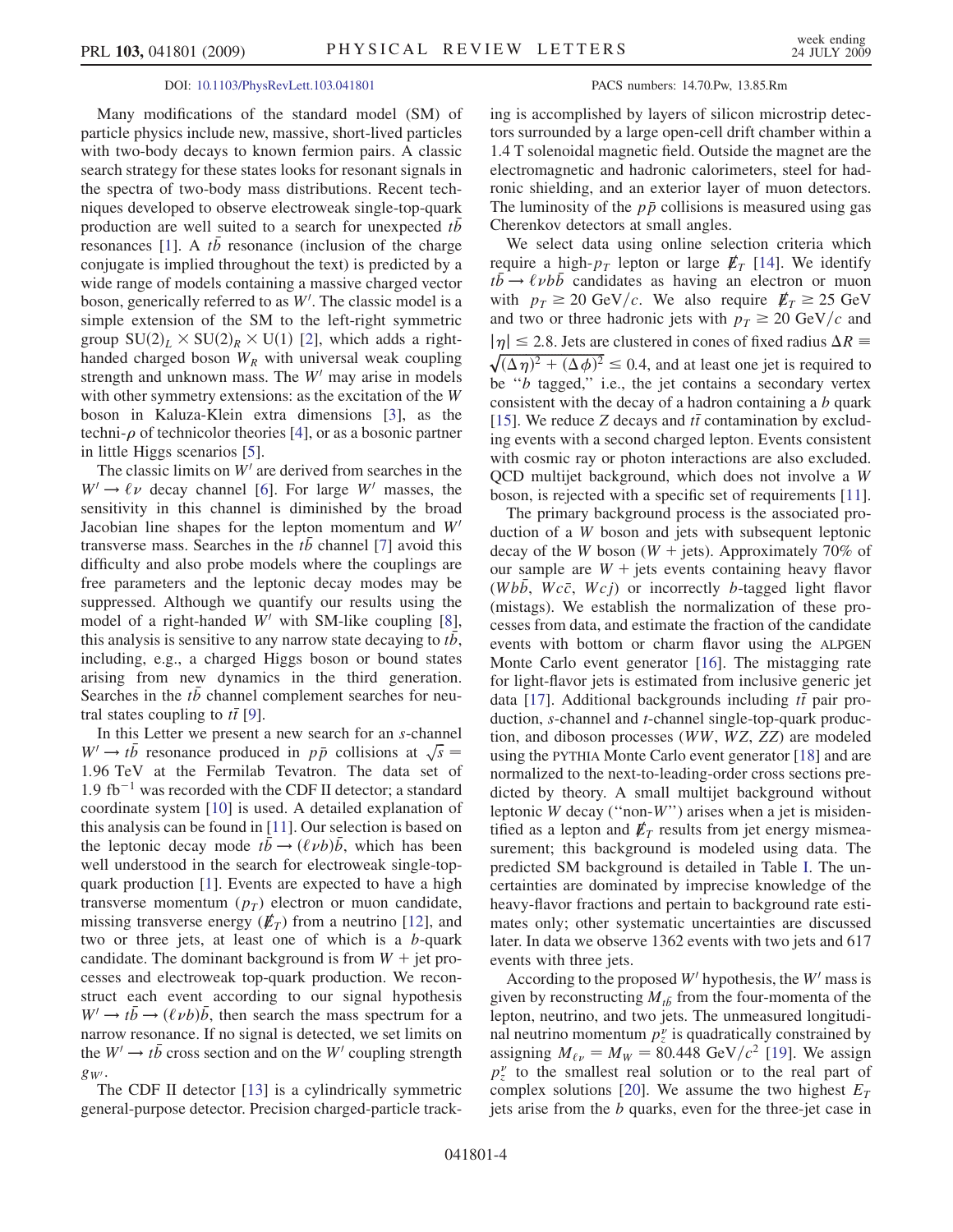DOI: 10.1103/PhysRevLett.103.041801 PACS numbers: 14.70.Pw, 13.85.Rm

Many modifications of the standard model (SM) of particle physics include new, massive, short-lived particles with two-body decays to known fermion pairs. A classic search strategy for these states looks for resonant signals in the spectra of two-body mass distributions. Recent techniques developed to observe electroweak single-top-quark production are well suited to a search for unexpected $t\bar{b}$ resonances [1]. A $t\bar{b}$ resonance (inclusion of the charge conjugate is implied throughout the text) is predicted by a wide range of models containing a massive charged vector boson, generically referred to as $W'$. The classic model is a simple extension of the SM to the left-right symmetric group $SU(2)_L \times SU(2)_R \times U(1)$ [2], which adds a right-handed charged boson $W_R$ with universal weak coupling strength and unknown mass. The $W'$ may arise in models with other symmetry extensions: as the excitation of the $W$ boson in Kaluza-Klein extra dimensions [3], as the techni-$\rho$ of technicolor theories [4], or as a bosonic partner in little Higgs scenarios [5].

The classic limits on $W'$ are derived from searches in the $W' \to \ell\nu$ decay channel [6]. For large $W'$ masses, the sensitivity in this channel is diminished by the broad Jacobian line shapes for the lepton momentum and $W'$ transverse mass. Searches in the $t\bar{b}$ channel [7] avoid this difficulty and also probe models where the couplings are free parameters and the leptonic decay modes may be suppressed. Although we quantify our results using the model of a right-handed $W'$ with SM-like coupling [8], this analysis is sensitive to any narrow state decaying to $t\bar{b}$, including, e.g., a charged Higgs boson or bound states arising from new dynamics in the third generation. Searches in the $t\bar{b}$ channel complement searches for neutral states coupling to $t\bar{t}$ [9].

In this Letter we present a new search for an $s$-channel $W' \to t\bar{b}$ resonance produced in $p\bar{p}$ collisions at $\sqrt{s} = 1.96$ TeV at the Fermilab Tevatron. The data set of 1.9 fb$^{-1}$ was recorded with the CDF II detector; a standard coordinate system [10] is used. A detailed explanation of this analysis can be found in [11]. Our selection is based on the leptonic decay mode $t\bar{b} \to (\ell\nu b)\bar{b}$, which has been well understood in the search for electroweak single-top-quark production [1]. Events are expected to have a high transverse momentum ($p_T$) electron or muon candidate, missing transverse energy ($\not\!\!E_T$) from a neutrino [12], and two or three jets, at least one of which is a $b$-quark candidate. The dominant background is from $W$ + jet processes and electroweak top-quark production. We reconstruct each event according to our signal hypothesis $W' \to t\bar{b} \to (\ell\nu b)\bar{b}$, then search the mass spectrum for a narrow resonance. If no signal is detected, we set limits on the $W' \to t\bar{b}$ cross section and on the $W'$ coupling strength $g_{W'}$.

The CDF II detector [13] is a cylindrically symmetric general-purpose detector. Precision charged-particle tracking is accomplished by layers of silicon microstrip detectors surrounded by a large open-cell drift chamber within a 1.4 T solenoidal magnetic field. Outside the magnet are the electromagnetic and hadronic calorimeters, steel for hadronic shielding, and an exterior layer of muon detectors. The luminosity of the $p\bar{p}$ collisions is measured using gas Cherenkov detectors at small angles.

We select data using online selection criteria which require a high-$p_T$ lepton or large $\not\!\!E_T$ [14]. We identify $t\bar{b} \to \ell\nu b\bar{b}$ candidates as having an electron or muon with $p_T \geq 20$ GeV/$c$. We also require $\not\!\!E_T \geq 25$ GeV and two or three hadronic jets with $p_T \geq 20$ GeV/$c$ and $|\eta| \leq 2.8$. Jets are clustered in cones of fixed radius $\Delta R \equiv \sqrt{(\Delta\eta)^2 + (\Delta\phi)^2} \leq 0.4$, and at least one jet is required to be "$b$ tagged," i.e., the jet contains a secondary vertex consistent with the decay of a hadron containing a $b$ quark [15]. We reduce $Z$ decays and $t\bar{t}$ contamination by excluding events with a second charged lepton. Events consistent with cosmic ray or photon interactions are also excluded. QCD multijet background, which does not involve a $W$ boson, is rejected with a specific set of requirements [11].

The primary background process is the associated production of a $W$ boson and jets with subsequent leptonic decay of the $W$ boson ($W$ + jets). Approximately 70% of our sample are $W$ + jets events containing heavy flavor ($Wb\bar{b}$, $Wc\bar{c}$, $Wcj$) or incorrectly $b$-tagged light flavor (mistags). We establish the normalization of these processes from data, and estimate the fraction of the candidate events with bottom or charm flavor using the ALPGEN Monte Carlo event generator [16]. The mistagging rate for light-flavor jets is estimated from inclusive generic jet data [17]. Additional backgrounds including $t\bar{t}$ pair production, $s$-channel and $t$-channel single-top-quark production, and diboson processes ($WW$, $WZ$, $ZZ$) are modeled using the PYTHIA Monte Carlo event generator [18] and are normalized to the next-to-leading-order cross sections predicted by theory. A small multijet background without leptonic $W$ decay ("non-$W$") arises when a jet is misidentified as a lepton and $\not\!\!E_T$ results from jet energy mismeasurement; this background is modeled using data. The predicted SM background is detailed in Table I. The uncertainties are dominated by imprecise knowledge of the heavy-flavor fractions and pertain to background rate estimates only; other systematic uncertainties are discussed later. In data we observe 1362 events with two jets and 617 events with three jets.

According to the proposed $W'$ hypothesis, the $W'$ mass is given by reconstructing $M_{t\bar{b}}$ from the four-momenta of the lepton, neutrino, and two jets. The unmeasured longitudinal neutrino momentum $p_z^\nu$ is quadratically constrained by assigning $M_{\ell\nu} = M_W = 80.448$ GeV/$c^2$ [19]. We assign $p_z^\nu$ to the smallest real solution or to the real part of complex solutions [20]. We assume the two highest $E_T$ jets arise from the $b$ quarks, even for the three-jet case in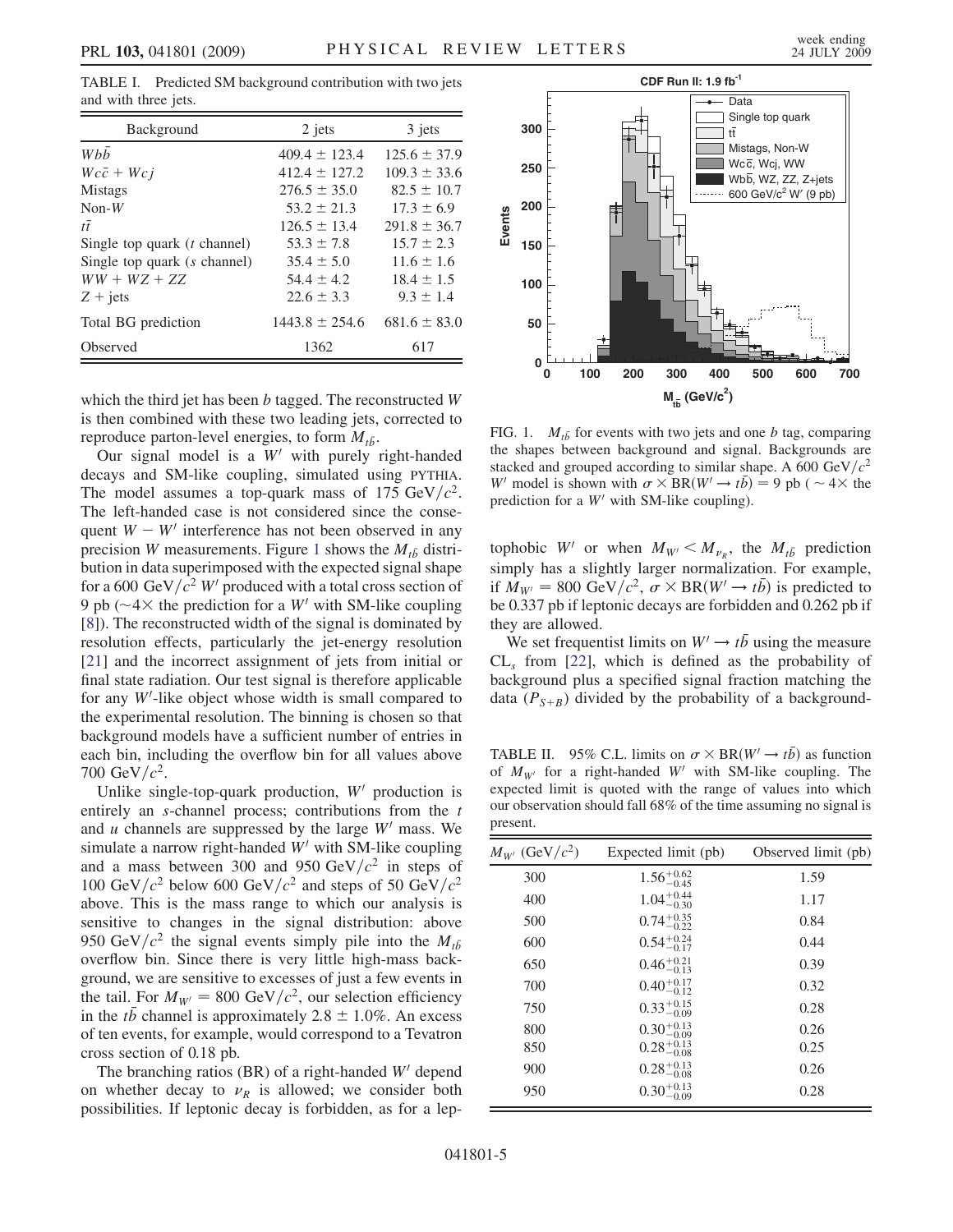TABLE I. Predicted SM background contribution with two jets and with three jets.

| Background | 2 jets | 3 jets |
| --- | --- | --- |
| $Wb\bar{b}$ | $409.4 \pm 123.4$ | $125.6 \pm 37.9$ |
| $Wc\bar{c} + Wcj$ | $412.4 \pm 127.2$ | $109.3 \pm 33.6$ |
| Mistags | $276.5 \pm 35.0$ | $82.5 \pm 10.7$ |
| Non-$W$ | $53.2 \pm 21.3$ | $17.3 \pm 6.9$ |
| $t\bar{t}$ | $126.5 \pm 13.4$ | $291.8 \pm 36.7$ |
| Single top quark ($t$ channel) | $53.3 \pm 7.8$ | $15.7 \pm 2.3$ |
| Single top quark ($s$ channel) | $35.4 \pm 5.0$ | $11.6 \pm 1.6$ |
| $WW + WZ + ZZ$ | $54.4 \pm 4.2$ | $18.4 \pm 1.5$ |
| $Z$ + jets | $22.6 \pm 3.3$ | $9.3 \pm 1.4$ |
| Total BG prediction | $1443.8 \pm 254.6$ | $681.6 \pm 83.0$ |
| Observed | 1362 | 617 |

which the third jet has been $b$ tagged. The reconstructed $W$ is then combined with these two leading jets, corrected to reproduce parton-level energies, to form $M_{t\bar{b}}$.

Our signal model is a $W'$ with purely right-handed decays and SM-like coupling, simulated using PYTHIA. The model assumes a top-quark mass of 175 GeV$/c^2$. The left-handed case is not considered since the consequent $W - W'$ interference has not been observed in any precision $W$ measurements. Figure 1 shows the $M_{t\bar{b}}$ distribution in data superimposed with the expected signal shape for a 600 GeV$/c^2$ $W'$ produced with a total cross section of 9 pb ($\sim$4$\times$ the prediction for a $W'$ with SM-like coupling [8]). The reconstructed width of the signal is dominated by resolution effects, particularly the jet-energy resolution [21] and the incorrect assignment of jets from initial or final state radiation. Our test signal is therefore applicable for any $W'$-like object whose width is small compared to the experimental resolution. The binning is chosen so that background models have a sufficient number of entries in each bin, including the overflow bin for all values above 700 GeV$/c^2$.

Unlike single-top-quark production, $W'$ production is entirely an $s$-channel process; contributions from the $t$ and $u$ channels are suppressed by the large $W'$ mass. We simulate a narrow right-handed $W'$ with SM-like coupling and a mass between 300 and 950 GeV$/c^2$ in steps of 100 GeV$/c^2$ below 600 GeV$/c^2$ and steps of 50 GeV$/c^2$ above. This is the mass range to which our analysis is sensitive to changes in the signal distribution: above 950 GeV$/c^2$ the signal events simply pile into the $M_{t\bar{b}}$ overflow bin. Since there is very little high-mass background, we are sensitive to excesses of just a few events in the tail. For $M_{W'} = 800$ GeV$/c^2$, our selection efficiency in the $t\bar{b}$ channel is approximately $2.8 \pm 1.0\%$. An excess of ten events, for example, would correspond to a Tevatron cross section of 0.18 pb.

The branching ratios (BR) of a right-handed $W'$ depend on whether decay to $\nu_R$ is allowed; we consider both possibilities. If leptonic decay is forbidden, as for a leptophobic $W'$ or when $M_{W'} < M_{\nu_R}$, the $M_{t\bar{b}}$ prediction simply has a slightly larger normalization. For example, if $M_{W'} = 800$ GeV$/c^2$, $\sigma \times \text{BR}(W' \to t\bar{b})$ is predicted to be 0.337 pb if leptonic decays are forbidden and 0.262 pb if they are allowed.

FIG. 1. $M_{t\bar{b}}$ for events with two jets and one $b$ tag, comparing the shapes between background and signal. Backgrounds are stacked and grouped according to similar shape. A 600 GeV$/c^2$ $W'$ model is shown with $\sigma \times \text{BR}(W' \to t\bar{b}) = 9$ pb ($\sim 4\times$ the prediction for a $W'$ with SM-like coupling).

We set frequentist limits on $W' \to t\bar{b}$ using the measure $\text{CL}_s$ from [22], which is defined as the probability of background plus a specified signal fraction matching the data ($P_{S+B}$) divided by the probability of a background-

TABLE II. 95% C.L. limits on $\sigma \times \text{BR}(W' \to t\bar{b})$ as function of $M_{W'}$ for a right-handed $W'$ with SM-like coupling. The expected limit is quoted with the range of values into which our observation should fall 68% of the time assuming no signal is present.

| $M_{W'}$ (GeV$/c^2$) | Expected limit (pb) | Observed limit (pb) |
| --- | --- | --- |
| 300 | $1.56^{+0.62}_{-0.45}$ | 1.59 |
| 400 | $1.04^{+0.44}_{-0.30}$ | 1.17 |
| 500 | $0.74^{+0.35}_{-0.22}$ | 0.84 |
| 600 | $0.54^{+0.24}_{-0.17}$ | 0.44 |
| 650 | $0.46^{+0.21}_{-0.13}$ | 0.39 |
| 700 | $0.40^{+0.17}_{-0.12}$ | 0.32 |
| 750 | $0.33^{+0.15}_{-0.09}$ | 0.28 |
| 800 | $0.30^{+0.13}_{-0.09}$ | 0.26 |
| 850 | $0.28^{+0.13}_{-0.08}$ | 0.25 |
| 900 | $0.28^{+0.13}_{-0.08}$ | 0.26 |
| 950 | $0.30^{+0.13}_{-0.09}$ | 0.28 |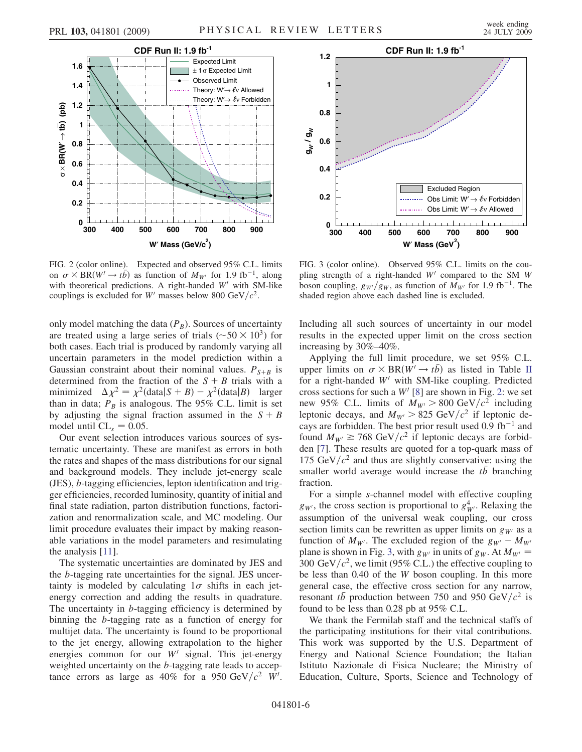FIG. 2 (color online). Expected and observed 95% C.L. limits on $\sigma \times \mathrm{BR}(W' \to t\bar{b})$ as function of $M_{W'}$ for 1.9 fb$^{-1}$, along with theoretical predictions. A right-handed $W'$ with SM-like couplings is excluded for $W'$ masses below 800 GeV/$c^2$.

FIG. 3 (color online). Observed 95% C.L. limits on the coupling strength of a right-handed $W'$ compared to the SM $W$ boson coupling, $g_{W'}/g_W$, as function of $M_{W'}$ for 1.9 fb$^{-1}$. The shaded region above each dashed line is excluded.

only model matching the data ($P_B$). Sources of uncertainty are treated using a large series of trials ($\sim 50 \times 10^3$) for both cases. Each trial is produced by randomly varying all uncertain parameters in the model prediction within a Gaussian constraint about their nominal values. $P_{S+B}$ is determined from the fraction of the $S + B$ trials with a minimized $\Delta\chi^2 = \chi^2(\text{data}|S + B) - \chi^2(\text{data}|B)$ larger than in data; $P_B$ is analogous. The 95% C.L. limit is set by adjusting the signal fraction assumed in the $S + B$ model until $\text{CL}_s = 0.05$.

Our event selection introduces various sources of systematic uncertainty. These are manifest as errors in both the rates and shapes of the mass distributions for our signal and background models. They include jet-energy scale (JES), $b$-tagging efficiencies, lepton identification and trigger efficiencies, recorded luminosity, quantity of initial and final state radiation, parton distribution functions, factorization and renormalization scale, and MC modeling. Our limit procedure evaluates their impact by making reasonable variations in the model parameters and resimulating the analysis [11].

The systematic uncertainties are dominated by JES and the $b$-tagging rate uncertainties for the signal. JES uncertainty is modeled by calculating $1\sigma$ shifts in each jet-energy correction and adding the results in quadrature. The uncertainty in $b$-tagging efficiency is determined by binning the $b$-tagging rate as a function of energy for multijet data. The uncertainty is found to be proportional to the jet energy, allowing extrapolation to the higher energies common for our $W'$ signal. This jet-energy weighted uncertainty on the $b$-tagging rate leads to acceptance errors as large as 40% for a 950 GeV/$c^2$ $W'$. Including all such sources of uncertainty in our model results in the expected upper limit on the cross section increasing by 30%–40%.

Applying the full limit procedure, we set 95% C.L. upper limits on $\sigma \times \mathrm{BR}(W' \to t\bar{b})$ as listed in Table II for a right-handed $W'$ with SM-like coupling. Predicted cross sections for such a $W'$ [8] are shown in Fig. 2: we set new 95% C.L. limits of $M_{W'} > 800$ GeV/$c^2$ including leptonic decays, and $M_{W'} > 825$ GeV/$c^2$ if leptonic decays are forbidden. The best prior result used 0.9 fb$^{-1}$ and found $M_{W'} \geq 768$ GeV/$c^2$ if leptonic decays are forbidden [7]. These results are quoted for a top-quark mass of 175 GeV/$c^2$ and thus are slightly conservative: using the smaller world average would increase the $t\bar{b}$ branching fraction.

For a simple $s$-channel model with effective coupling $g_{W'}$, the cross section is proportional to $g_{W'}^4$. Relaxing the assumption of the universal weak coupling, our cross section limits can be rewritten as upper limits on $g_{W'}$ as a function of $M_{W'}$. The excluded region of the $g_{W'} - M_{W'}$ plane is shown in Fig. 3, with $g_{W'}$ in units of $g_W$. At $M_{W'} = 300$ GeV/$c^2$, we limit (95% C.L.) the effective coupling to be less than 0.40 of the $W$ boson coupling. In this more general case, the effective cross section for any narrow, resonant $t\bar{b}$ production between 750 and 950 GeV/$c^2$ is found to be less than 0.28 pb at 95% C.L.

We thank the Fermilab staff and the technical staffs of the participating institutions for their vital contributions. This work was supported by the U.S. Department of Energy and National Science Foundation; the Italian Istituto Nazionale di Fisica Nucleare; the Ministry of Education, Culture, Sports, Science and Technology of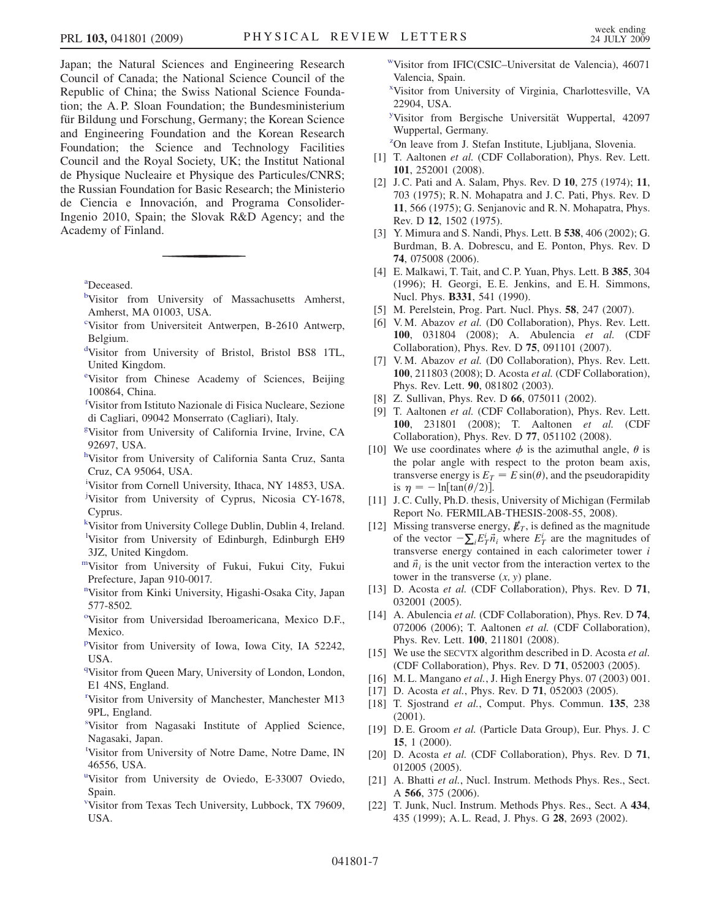Japan; the Natural Sciences and Engineering Research Council of Canada; the National Science Council of the Republic of China; the Swiss National Science Foundation; the A. P. Sloan Foundation; the Bundesministerium für Bildung und Forschung, Germany; the Korean Science and Engineering Foundation and the Korean Research Foundation; the Science and Technology Facilities Council and the Royal Society, UK; the Institut National de Physique Nucleaire et Physique des Particules/CNRS; the Russian Foundation for Basic Research; the Ministerio de Ciencia e Innovación, and Programa Consolider-Ingenio 2010, Spain; the Slovak R&D Agency; and the Academy of Finland.

---

[a]Deceased.

[b]Visitor from University of Massachusetts Amherst, Amherst, MA 01003, USA.

[c]Visitor from Universiteit Antwerpen, B-2610 Antwerp, Belgium.

[d]Visitor from University of Bristol, Bristol BS8 1TL, United Kingdom.

[e]Visitor from Chinese Academy of Sciences, Beijing 100864, China.

[f]Visitor from Istituto Nazionale di Fisica Nucleare, Sezione di Cagliari, 09042 Monserrato (Cagliari), Italy.

[g]Visitor from University of California Irvine, Irvine, CA 92697, USA.

[h]Visitor from University of California Santa Cruz, Santa Cruz, CA 95064, USA.

[i]Visitor from Cornell University, Ithaca, NY 14853, USA.

[j]Visitor from University of Cyprus, Nicosia CY-1678, Cyprus.

[k]Visitor from University College Dublin, Dublin 4, Ireland.

[l]Visitor from University of Edinburgh, Edinburgh EH9 3JZ, United Kingdom.

[m]Visitor from University of Fukui, Fukui City, Fukui Prefecture, Japan 910-0017.

[n]Visitor from Kinki University, Higashi-Osaka City, Japan 577-8502.

[o]Visitor from Universidad Iberoamericana, Mexico D.F., Mexico.

[p]Visitor from University of Iowa, Iowa City, IA 52242, USA.

[q]Visitor from Queen Mary, University of London, London, E1 4NS, England.

[r]Visitor from University of Manchester, Manchester M13 9PL, England.

[s]Visitor from Nagasaki Institute of Applied Science, Nagasaki, Japan.

[t]Visitor from University of Notre Dame, Notre Dame, IN 46556, USA.

[u]Visitor from University de Oviedo, E-33007 Oviedo, Spain.

[v]Visitor from Texas Tech University, Lubbock, TX 79609, USA.

[w]Visitor from IFIC(CSIC–Universitat de Valencia), 46071 Valencia, Spain.

[x]Visitor from University of Virginia, Charlottesville, VA 22904, USA.

[y]Visitor from Bergische Universität Wuppertal, 42097 Wuppertal, Germany.

[z]On leave from J. Stefan Institute, Ljubljana, Slovenia.

[1] T. Aaltonen *et al.* (CDF Collaboration), Phys. Rev. Lett. **101**, 252001 (2008).

[2] J. C. Pati and A. Salam, Phys. Rev. D **10**, 275 (1974); **11**, 703 (1975); R. N. Mohapatra and J. C. Pati, Phys. Rev. D **11**, 566 (1975); G. Senjanovic and R. N. Mohapatra, Phys. Rev. D **12**, 1502 (1975).

[3] Y. Mimura and S. Nandi, Phys. Lett. B **538**, 406 (2002); G. Burdman, B. A. Dobrescu, and E. Ponton, Phys. Rev. D **74**, 075008 (2006).

[4] E. Malkawi, T. Tait, and C. P. Yuan, Phys. Lett. B **385**, 304 (1996); H. Georgi, E. E. Jenkins, and E. H. Simmons, Nucl. Phys. **B331**, 541 (1990).

[5] M. Perelstein, Prog. Part. Nucl. Phys. **58**, 247 (2007).

[6] V. M. Abazov *et al.* (D0 Collaboration), Phys. Rev. Lett. **100**, 031804 (2008); A. Abulencia *et al.* (CDF Collaboration), Phys. Rev. D **75**, 091101 (2007).

[7] V. M. Abazov *et al.* (D0 Collaboration), Phys. Rev. Lett. **100**, 211803 (2008); D. Acosta *et al.* (CDF Collaboration), Phys. Rev. Lett. **90**, 081802 (2003).

[8] Z. Sullivan, Phys. Rev. D **66**, 075011 (2002).

[9] T. Aaltonen *et al.* (CDF Collaboration), Phys. Rev. Lett. **100**, 231801 (2008); T. Aaltonen *et al.* (CDF Collaboration), Phys. Rev. D **77**, 051102 (2008).

[10] We use coordinates where $\phi$ is the azimuthal angle, $\theta$ is the polar angle with respect to the proton beam axis, transverse energy is $E_T = E\sin(\theta)$, and the pseudorapidity is $\eta = -\ln[\tan(\theta/2)]$.

[11] J. C. Cully, Ph.D. thesis, University of Michigan (Fermilab Report No. FERMILAB-THESIS-2008-55, 2008).

[12] Missing transverse energy, $\not{E}_T$, is defined as the magnitude of the vector $-\sum_i E_T^i \vec{n}_i$ where $E_T^i$ are the magnitudes of transverse energy contained in each calorimeter tower $i$ and $\vec{n}_i$ is the unit vector from the interaction vertex to the tower in the transverse $(x, y)$ plane.

[13] D. Acosta *et al.* (CDF Collaboration), Phys. Rev. D **71**, 032001 (2005).

[14] A. Abulencia *et al.* (CDF Collaboration), Phys. Rev. D **74**, 072006 (2006); T. Aaltonen *et al.* (CDF Collaboration), Phys. Rev. Lett. **100**, 211801 (2008).

[15] We use the SECVTX algorithm described in D. Acosta *et al.* (CDF Collaboration), Phys. Rev. D **71**, 052003 (2005).

[16] M. L. Mangano *et al.*, J. High Energy Phys. 07 (2003) 001.

[17] D. Acosta *et al.*, Phys. Rev. D **71**, 052003 (2005).

[18] T. Sjostrand *et al.*, Comput. Phys. Commun. **135**, 238 (2001).

[19] D. E. Groom *et al.* (Particle Data Group), Eur. Phys. J. C **15**, 1 (2000).

[20] D. Acosta *et al.* (CDF Collaboration), Phys. Rev. D **71**, 012005 (2005).

[21] A. Bhatti *et al.*, Nucl. Instrum. Methods Phys. Res., Sect. A **566**, 375 (2006).

[22] T. Junk, Nucl. Instrum. Methods Phys. Res., Sect. A **434**, 435 (1999); A. L. Read, J. Phys. G **28**, 2693 (2002).